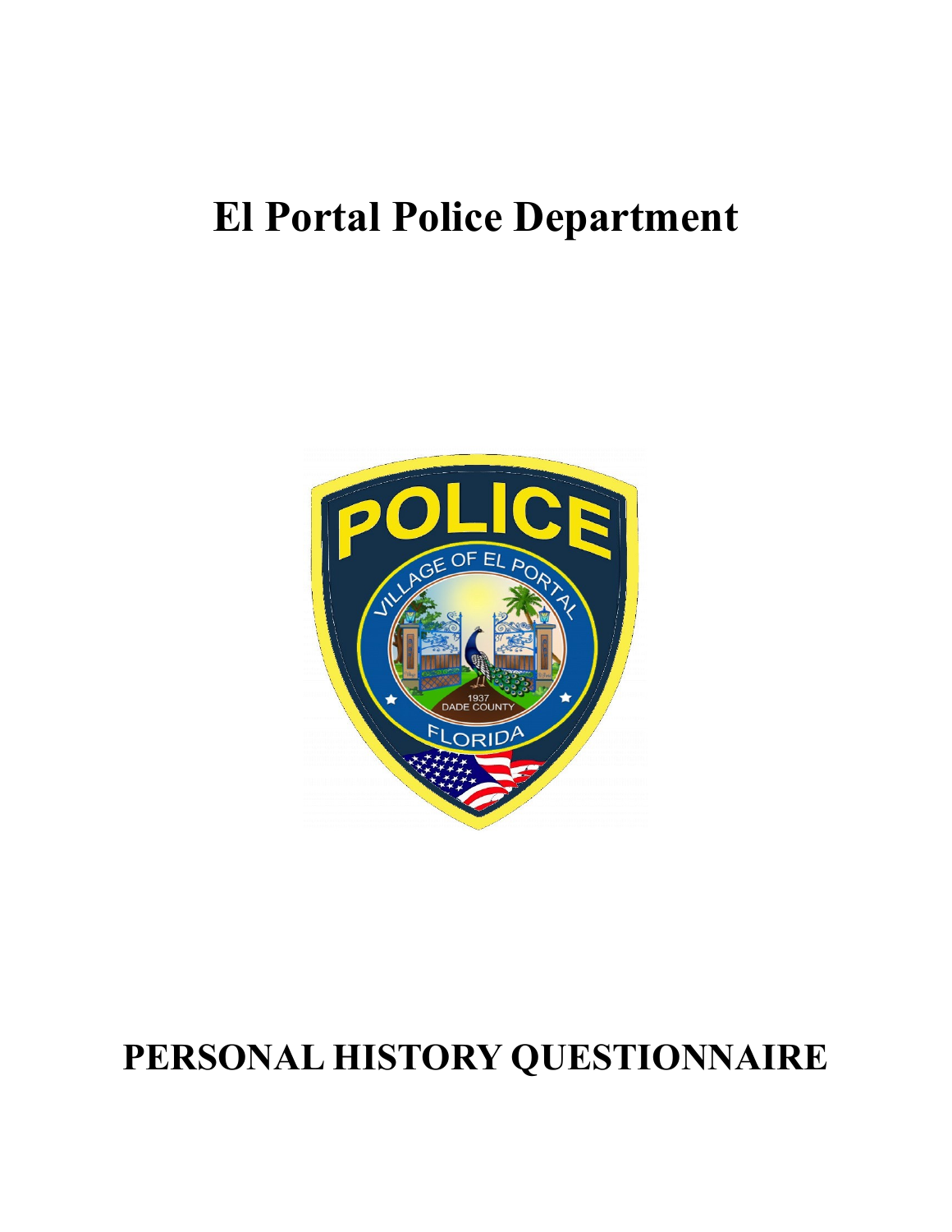# El Portal Police Department

# PERSONAL HISTORY QUESTIONNAIRE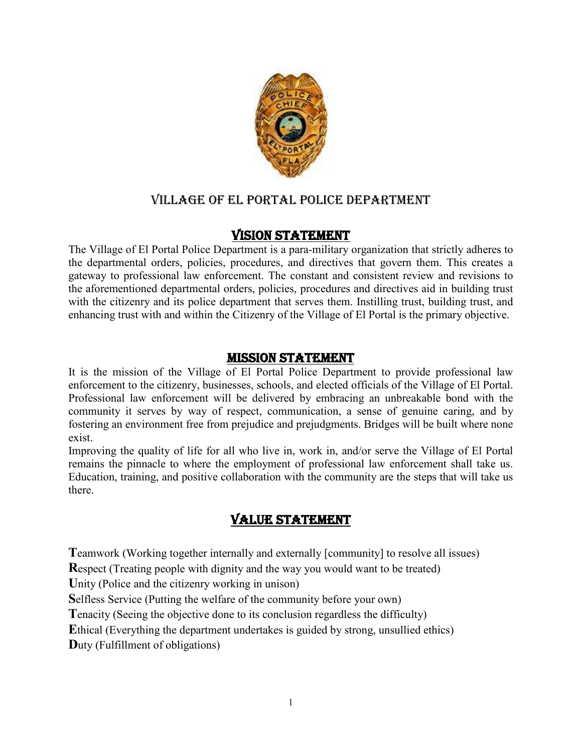# VILLAGE OF EL PORTAL POLICE DEPARTMENT

## VISION STATEMENT

The Village of El Portal Police Department is a para-military organization that strictly adheres to the departmental orders, policies, procedures, and directives that govern them. This creates a gateway to professional law enforcement. The constant and consistent review and revisions to the aforementioned departmental orders, policies, procedures and directives aid in building trust with the citizenry and its police department that serves them. Instilling trust, building trust, and enhancing trust with and within the Citizenry of the Village of El Portal is the primary objective.

## MISSION STATEMENT

It is the mission of the Village of El Portal Police Department to provide professional law enforcement to the citizenry, businesses, schools, and elected officials of the Village of El Portal. Professional law enforcement will be delivered by embracing an unbreakable bond with the community it serves by way of respect, communication, a sense of genuine caring, and by fostering an environment free from prejudice and prejudgments. Bridges will be built where none exist.

Improving the quality of life for all who live in, work in, and/or serve the Village of El Portal remains the pinnacle to where the employment of professional law enforcement shall take us. Education, training, and positive collaboration with the community are the steps that will take us there.

## VALUE STATEMENT

**T**eamwork (Working together internally and externally [community] to resolve all issues)

**R**espect (Treating people with dignity and the way you would want to be treated)

**U**nity (Police and the citizenry working in unison)

**S**elfless Service (Putting the welfare of the community before your own)

**T**enacity (Seeing the objective done to its conclusion regardless the difficulty)

**E**thical (Everything the department undertakes is guided by strong, unsullied ethics)

**D**uty (Fulfillment of obligations)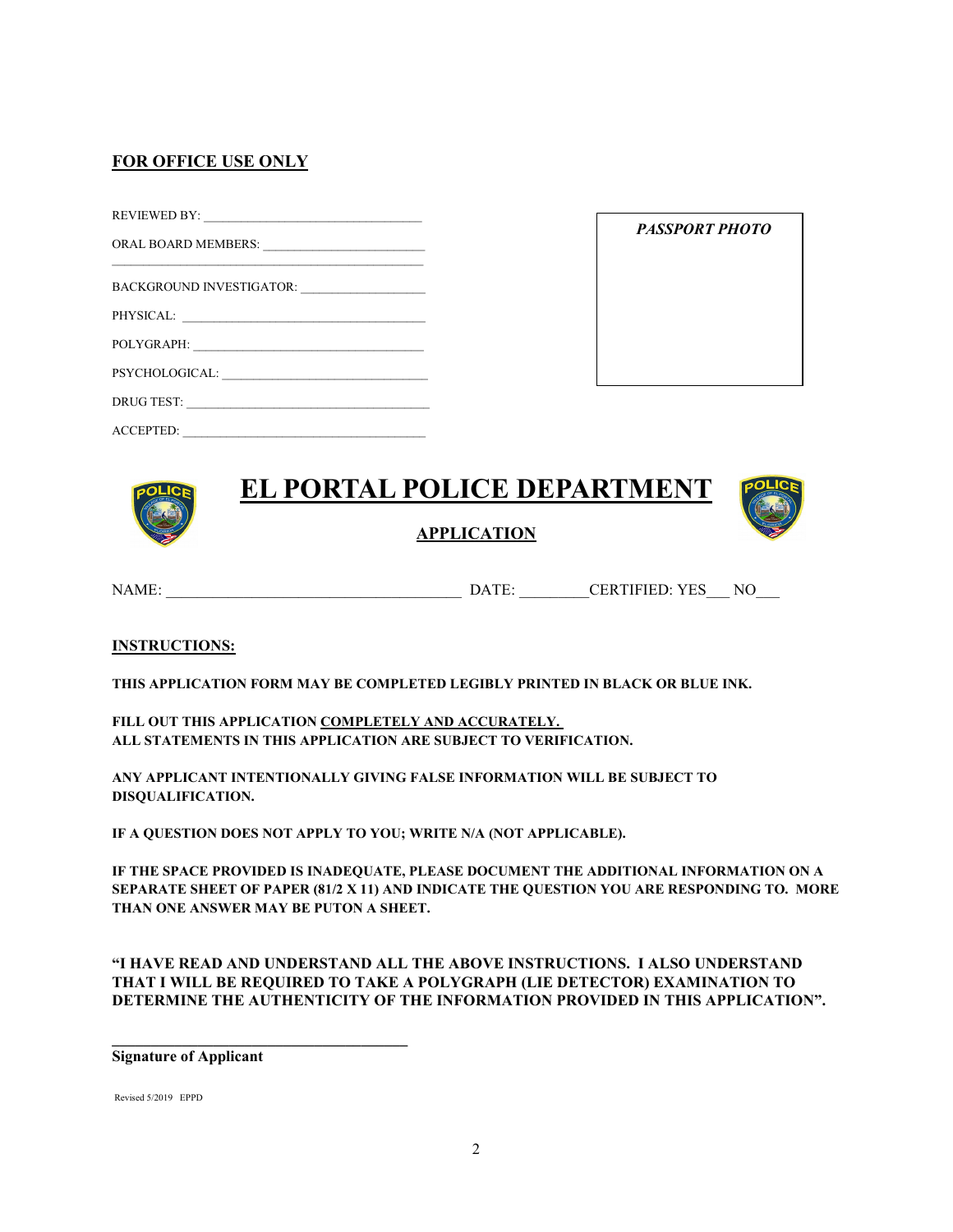**FOR OFFICE USE ONLY**

REVIEWED BY: ___________________________________

ORAL BOARD MEMBERS: _________________________
_____________________________________________

BACKGROUND INVESTIGATOR: ___________________

PHYSICAL: ______________________________________

POLYGRAPH: ____________________________________

PSYCHOLOGICAL: ________________________________

DRUG TEST: _____________________________________

ACCEPTED: ______________________________________

*PASSPORT PHOTO*

# EL PORTAL POLICE DEPARTMENT

## APPLICATION

NAME: _____________________________________ DATE: _________CERTIFIED: YES___ NO___

**INSTRUCTIONS:**

**THIS APPLICATION FORM MAY BE COMPLETED LEGIBLY PRINTED IN BLACK OR BLUE INK.**

**FILL OUT THIS APPLICATION COMPLETELY AND ACCURATELY.**
**ALL STATEMENTS IN THIS APPLICATION ARE SUBJECT TO VERIFICATION.**

**ANY APPLICANT INTENTIONALLY GIVING FALSE INFORMATION WILL BE SUBJECT TO DISQUALIFICATION.**

**IF A QUESTION DOES NOT APPLY TO YOU; WRITE N/A (NOT APPLICABLE).**

**IF THE SPACE PROVIDED IS INADEQUATE, PLEASE DOCUMENT THE ADDITIONAL INFORMATION ON A SEPARATE SHEET OF PAPER (81/2 X 11) AND INDICATE THE QUESTION YOU ARE RESPONDING TO. MORE THAN ONE ANSWER MAY BE PUTON A SHEET.**

**"I HAVE READ AND UNDERSTAND ALL THE ABOVE INSTRUCTIONS. I ALSO UNDERSTAND THAT I WILL BE REQUIRED TO TAKE A POLYGRAPH (LIE DETECTOR) EXAMINATION TO DETERMINE THE AUTHENTICITY OF THE INFORMATION PROVIDED IN THIS APPLICATION".**

________________________________________
**Signature of Applicant**

Revised 5/2019 EPPD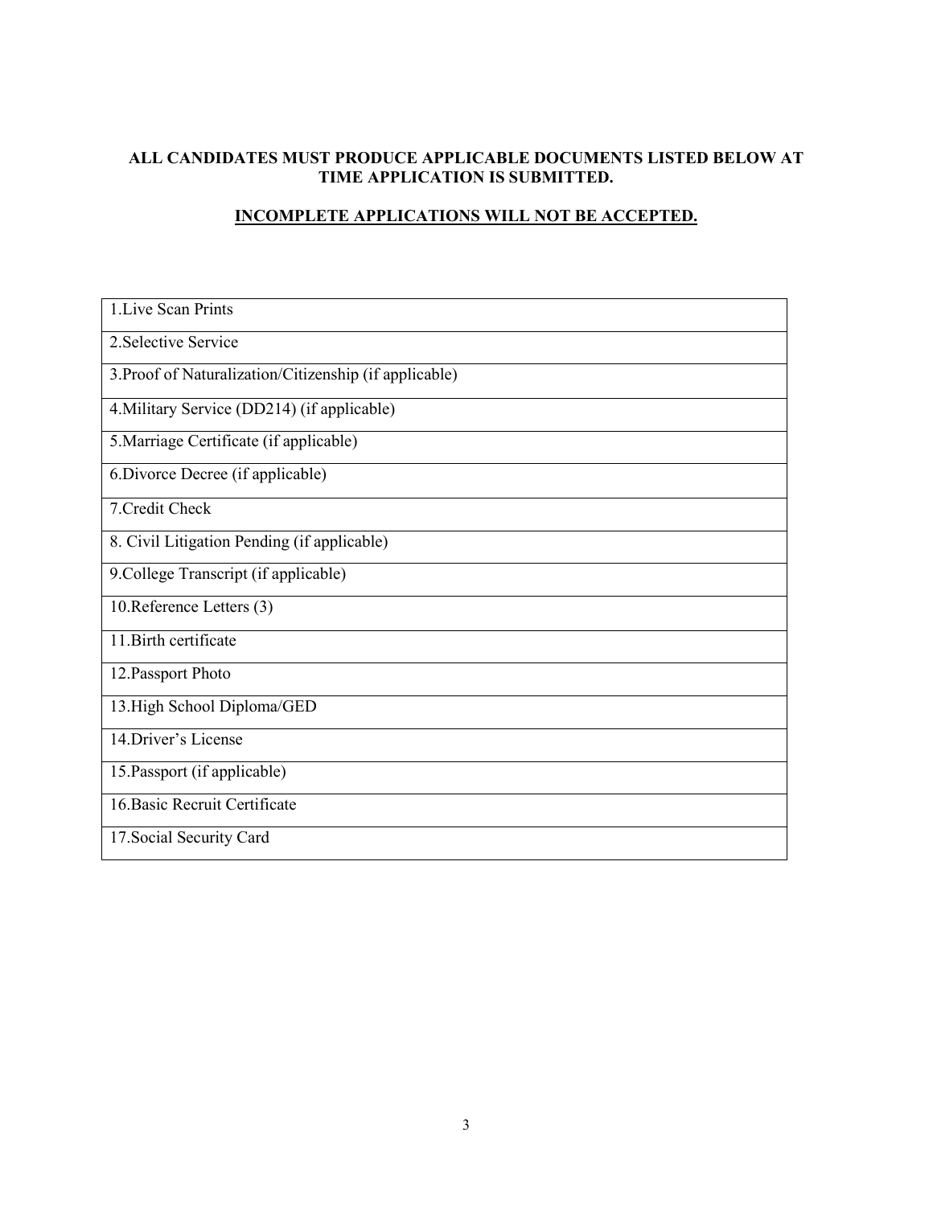**ALL CANDIDATES MUST PRODUCE APPLICABLE DOCUMENTS LISTED BELOW AT TIME APPLICATION IS SUBMITTED.**

**<u>INCOMPLETE APPLICATIONS WILL NOT BE ACCEPTED.</u>**

| |
|---|
| 1.Live Scan Prints |
| 2.Selective Service |
| 3.Proof of Naturalization/Citizenship (if applicable) |
| 4.Military Service (DD214) (if applicable) |
| 5.Marriage Certificate (if applicable) |
| 6.Divorce Decree (if applicable) |
| 7.Credit Check |
| 8. Civil Litigation Pending (if applicable) |
| 9.College Transcript (if applicable) |
| 10.Reference Letters (3) |
| 11.Birth certificate |
| 12.Passport Photo |
| 13.High School Diploma/GED |
| 14.Driver's License |
| 15.Passport (if applicable) |
| 16.Basic Recruit Certificate |
| 17.Social Security Card |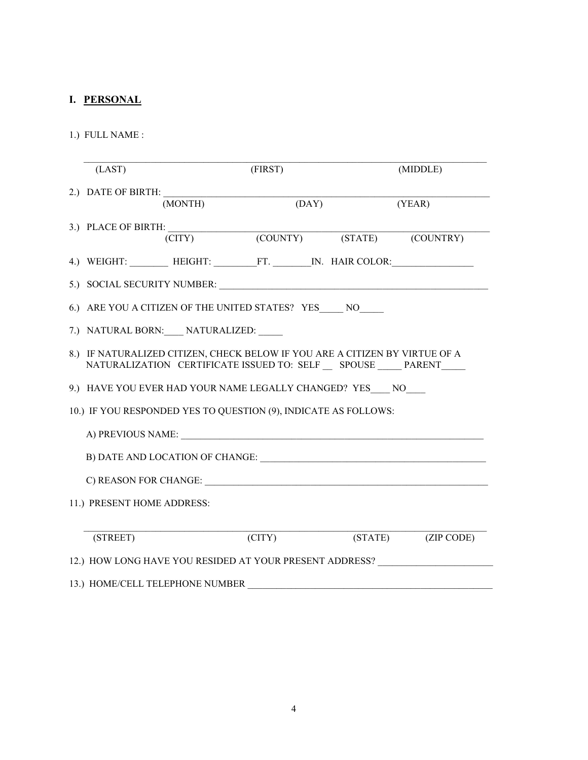## I. PERSONAL

1.) FULL NAME :

______________________________________________________________________________

(LAST) (FIRST) (MIDDLE)

2.) DATE OF BIRTH: ____________________________________________________________

(MONTH) (DAY) (YEAR)

3.) PLACE OF BIRTH: ___________________________________________________________

(CITY) (COUNTY) (STATE) (COUNTRY)

4.) WEIGHT: ________ HEIGHT: _________FT. ________IN. HAIR COLOR:_________________

5.) SOCIAL SECURITY NUMBER: __________________________________________________

6.) ARE YOU A CITIZEN OF THE UNITED STATES? YES_____ NO_____

7.) NATURAL BORN:____ NATURALIZED: _____

8.) IF NATURALIZED CITIZEN, CHECK BELOW IF YOU ARE A CITIZEN BY VIRTUE OF A NATURALIZATION CERTIFICATE ISSUED TO: SELF __ SPOUSE _____ PARENT_____

9.) HAVE YOU EVER HAD YOUR NAME LEGALLY CHANGED? YES____ NO____

10.) IF YOU RESPONDED YES TO QUESTION (9), INDICATE AS FOLLOWS:

A) PREVIOUS NAME: ______________________________________________________________

B) DATE AND LOCATION OF CHANGE: _______________________________________________

C) REASON FOR CHANGE: __________________________________________________________

11.) PRESENT HOME ADDRESS:

______________________________________________________________________________

(STREET) (CITY) (STATE) (ZIP CODE)

12.) HOW LONG HAVE YOU RESIDED AT YOUR PRESENT ADDRESS? ________________________

13.) HOME/CELL TELEPHONE NUMBER _____________________________________________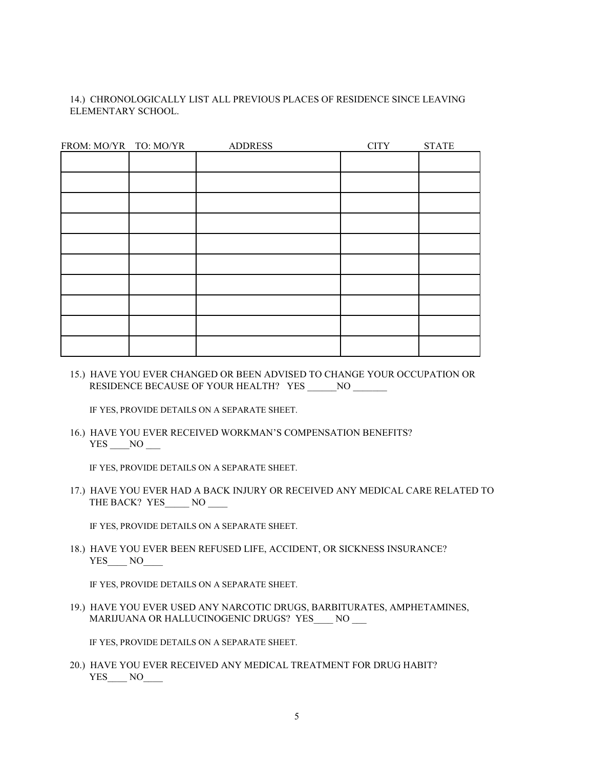14.) CHRONOLOGICALLY LIST ALL PREVIOUS PLACES OF RESIDENCE SINCE LEAVING ELEMENTARY SCHOOL.

| FROM: MO/YR | TO: MO/YR | ADDRESS | CITY | STATE |
|---|---|---|---|---|
| | | | | |
| | | | | |
| | | | | |
| | | | | |
| | | | | |
| | | | | |
| | | | | |
| | | | | |
| | | | | |
| | | | | |

15.) HAVE YOU EVER CHANGED OR BEEN ADVISED TO CHANGE YOUR OCCUPATION OR RESIDENCE BECAUSE OF YOUR HEALTH? YES ______NO _______

IF YES, PROVIDE DETAILS ON A SEPARATE SHEET.

16.) HAVE YOU EVER RECEIVED WORKMAN'S COMPENSATION BENEFITS? YES ____NO ___

IF YES, PROVIDE DETAILS ON A SEPARATE SHEET.

17.) HAVE YOU EVER HAD A BACK INJURY OR RECEIVED ANY MEDICAL CARE RELATED TO THE BACK? YES_____ NO ____

IF YES, PROVIDE DETAILS ON A SEPARATE SHEET.

18.) HAVE YOU EVER BEEN REFUSED LIFE, ACCIDENT, OR SICKNESS INSURANCE? YES____ NO____

IF YES, PROVIDE DETAILS ON A SEPARATE SHEET.

19.) HAVE YOU EVER USED ANY NARCOTIC DRUGS, BARBITURATES, AMPHETAMINES, MARIJUANA OR HALLUCINOGENIC DRUGS? YES____ NO ___

IF YES, PROVIDE DETAILS ON A SEPARATE SHEET.

20.) HAVE YOU EVER RECEIVED ANY MEDICAL TREATMENT FOR DRUG HABIT? YES____ NO____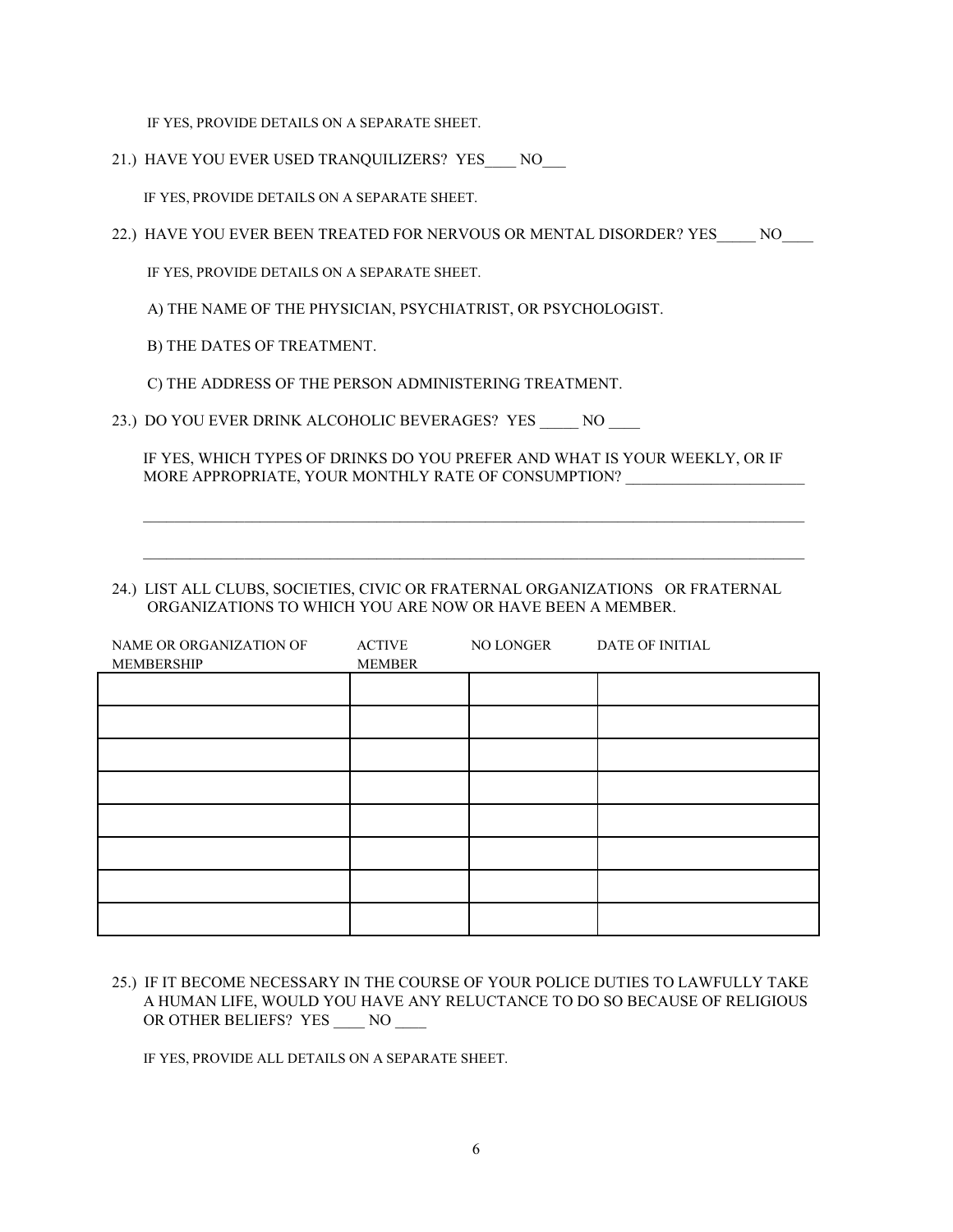IF YES, PROVIDE DETAILS ON A SEPARATE SHEET.

21.) HAVE YOU EVER USED TRANQUILIZERS? YES____ NO___

IF YES, PROVIDE DETAILS ON A SEPARATE SHEET.

22.) HAVE YOU EVER BEEN TREATED FOR NERVOUS OR MENTAL DISORDER? YES_____ NO____

IF YES, PROVIDE DETAILS ON A SEPARATE SHEET.

A) THE NAME OF THE PHYSICIAN, PSYCHIATRIST, OR PSYCHOLOGIST.

B) THE DATES OF TREATMENT.

C) THE ADDRESS OF THE PERSON ADMINISTERING TREATMENT.

23.) DO YOU EVER DRINK ALCOHOLIC BEVERAGES? YES _____ NO ____

IF YES, WHICH TYPES OF DRINKS DO YOU PREFER AND WHAT IS YOUR WEEKLY, OR IF MORE APPROPRIATE, YOUR MONTHLY RATE OF CONSUMPTION? _______________________

_____________________________________________________________________________________

_____________________________________________________________________________________

24.) LIST ALL CLUBS, SOCIETIES, CIVIC OR FRATERNAL ORGANIZATIONS OR FRATERNAL ORGANIZATIONS TO WHICH YOU ARE NOW OR HAVE BEEN A MEMBER.

| NAME OR ORGANIZATION OF MEMBERSHIP | ACTIVE MEMBER | NO LONGER | DATE OF INITIAL |
|---|---|---|---|
| | | | |
| | | | |
| | | | |
| | | | |
| | | | |
| | | | |
| | | | |
| | | | |

25.) IF IT BECOME NECESSARY IN THE COURSE OF YOUR POLICE DUTIES TO LAWFULLY TAKE A HUMAN LIFE, WOULD YOU HAVE ANY RELUCTANCE TO DO SO BECAUSE OF RELIGIOUS OR OTHER BELIEFS? YES ____ NO ____

IF YES, PROVIDE ALL DETAILS ON A SEPARATE SHEET.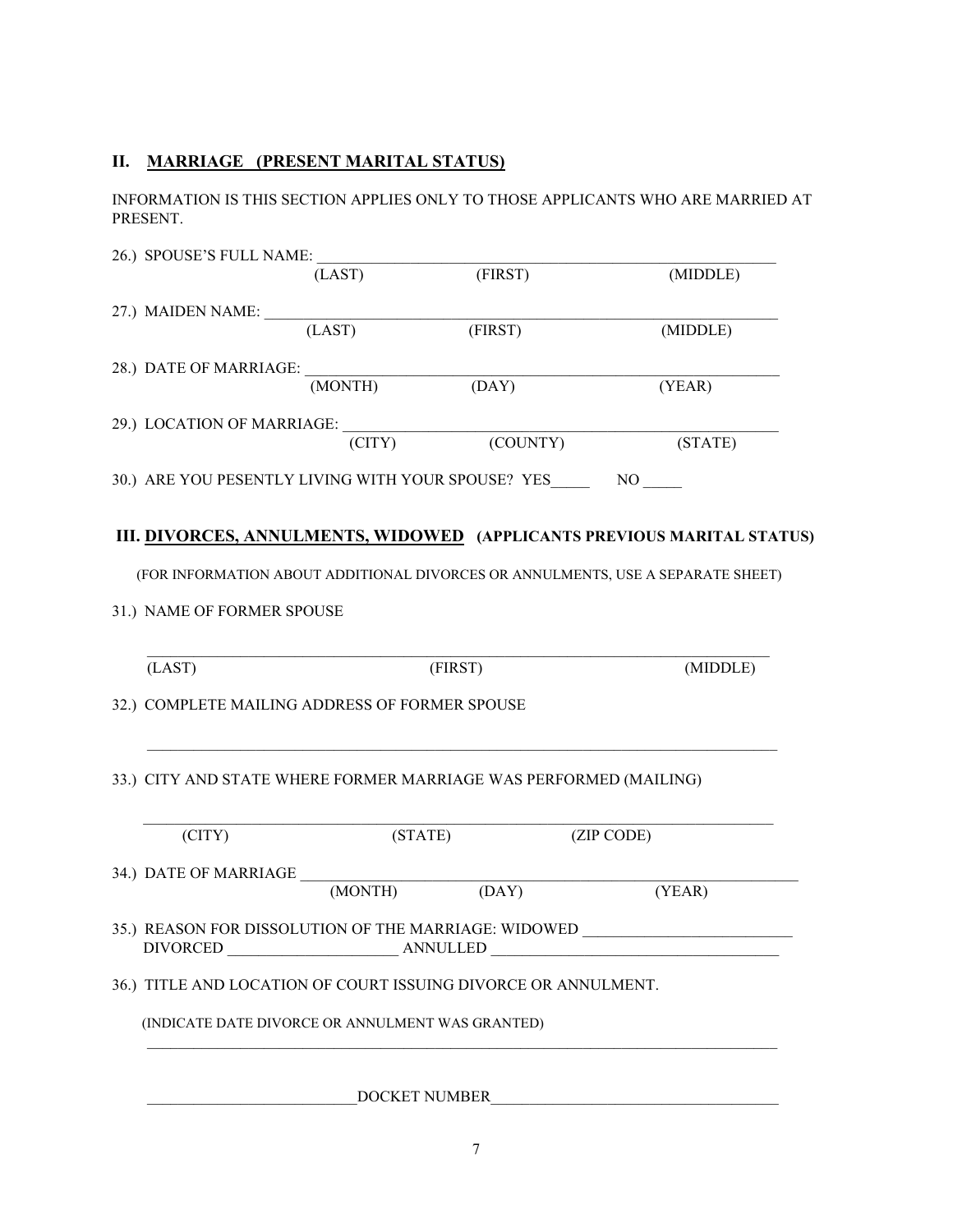## II. MARRIAGE (PRESENT MARITAL STATUS)

INFORMATION IS THIS SECTION APPLIES ONLY TO THOSE APPLICANTS WHO ARE MARRIED AT PRESENT.

26.) SPOUSE'S FULL NAME: ______________________________________________

(LAST) (FIRST) (MIDDLE)

27.) MAIDEN NAME: ______________________________________________

(LAST) (FIRST) (MIDDLE)

28.) DATE OF MARRIAGE: ______________________________________________

(MONTH) (DAY) (YEAR)

29.) LOCATION OF MARRIAGE: ______________________________________________

(CITY) (COUNTY) (STATE)

30.) ARE YOU PESENTLY LIVING WITH YOUR SPOUSE? YES_____ NO _____

## III. DIVORCES, ANNULMENTS, WIDOWED (APPLICANTS PREVIOUS MARITAL STATUS)

(FOR INFORMATION ABOUT ADDITIONAL DIVORCES OR ANNULMENTS, USE A SEPARATE SHEET)

31.) NAME OF FORMER SPOUSE

______________________________________________

(LAST) (FIRST) (MIDDLE)

32.) COMPLETE MAILING ADDRESS OF FORMER SPOUSE

______________________________________________

33.) CITY AND STATE WHERE FORMER MARRIAGE WAS PERFORMED (MAILING)

______________________________________________

(CITY) (STATE) (ZIP CODE)

34.) DATE OF MARRIAGE ______________________________________________

(MONTH) (DAY) (YEAR)

35.) REASON FOR DISSOLUTION OF THE MARRIAGE: WIDOWED __________________________
DIVORCED ______________________ ANNULLED ____________________________________

36.) TITLE AND LOCATION OF COURT ISSUING DIVORCE OR ANNULMENT.

(INDICATE DATE DIVORCE OR ANNULMENT WAS GRANTED)

______________________________________________

___________________________DOCKET NUMBER_____________________________________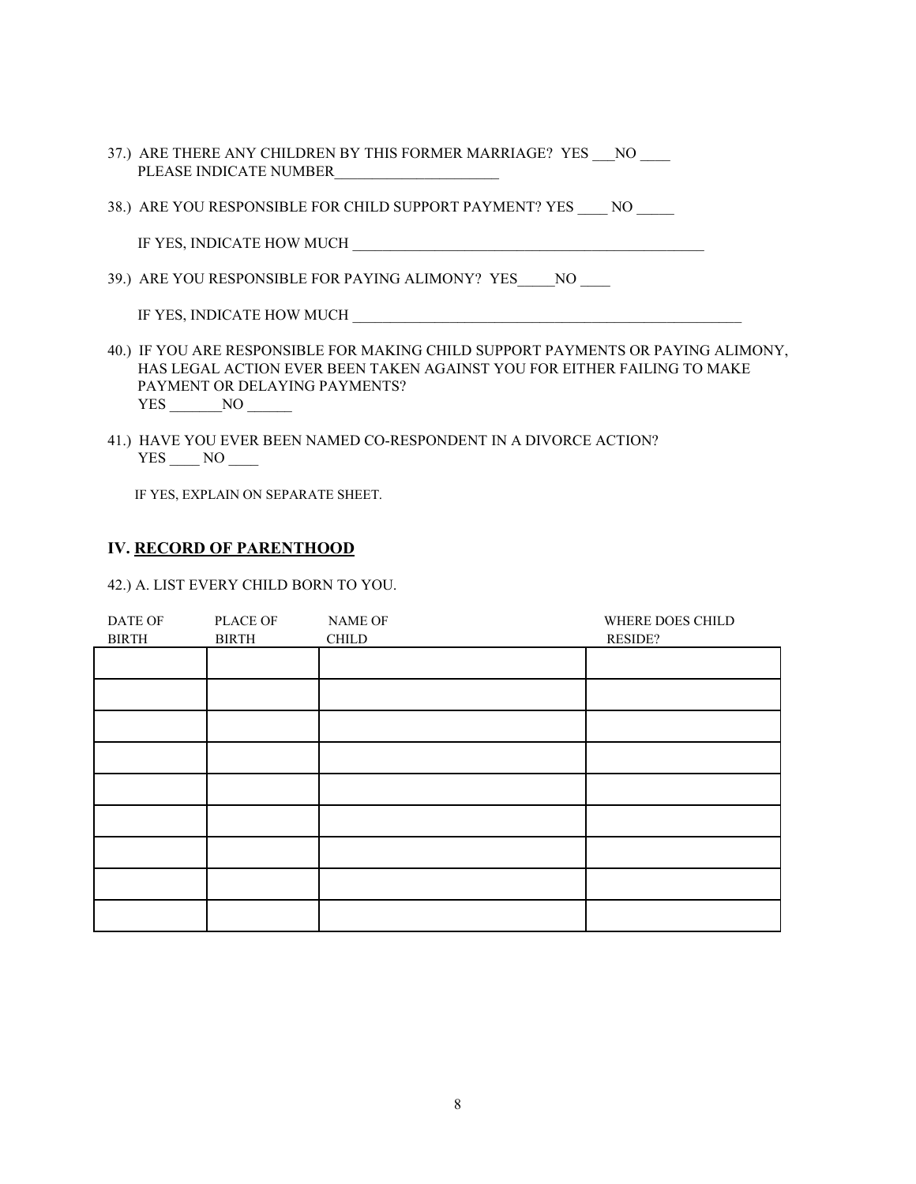37.) ARE THERE ANY CHILDREN BY THIS FORMER MARRIAGE? YES ___NO ____
PLEASE INDICATE NUMBER______________________

38.) ARE YOU RESPONSIBLE FOR CHILD SUPPORT PAYMENT? YES ____ NO _____

IF YES, INDICATE HOW MUCH ________________________________________________

39.) ARE YOU RESPONSIBLE FOR PAYING ALIMONY? YES_____NO ____

IF YES, INDICATE HOW MUCH ______________________________________________________

40.) IF YOU ARE RESPONSIBLE FOR MAKING CHILD SUPPORT PAYMENTS OR PAYING ALIMONY, HAS LEGAL ACTION EVER BEEN TAKEN AGAINST YOU FOR EITHER FAILING TO MAKE PAYMENT OR DELAYING PAYMENTS?
YES _______NO ______

41.) HAVE YOU EVER BEEN NAMED CO-RESPONDENT IN A DIVORCE ACTION?
YES ____ NO ____

IF YES, EXPLAIN ON SEPARATE SHEET.

## IV. RECORD OF PARENTHOOD

42.) A. LIST EVERY CHILD BORN TO YOU.

| DATE OF BIRTH | PLACE OF BIRTH | NAME OF CHILD | WHERE DOES CHILD RESIDE? |
|---|---|---|---|
| | | | |
| | | | |
| | | | |
| | | | |
| | | | |
| | | | |
| | | | |
| | | | |
| | | | |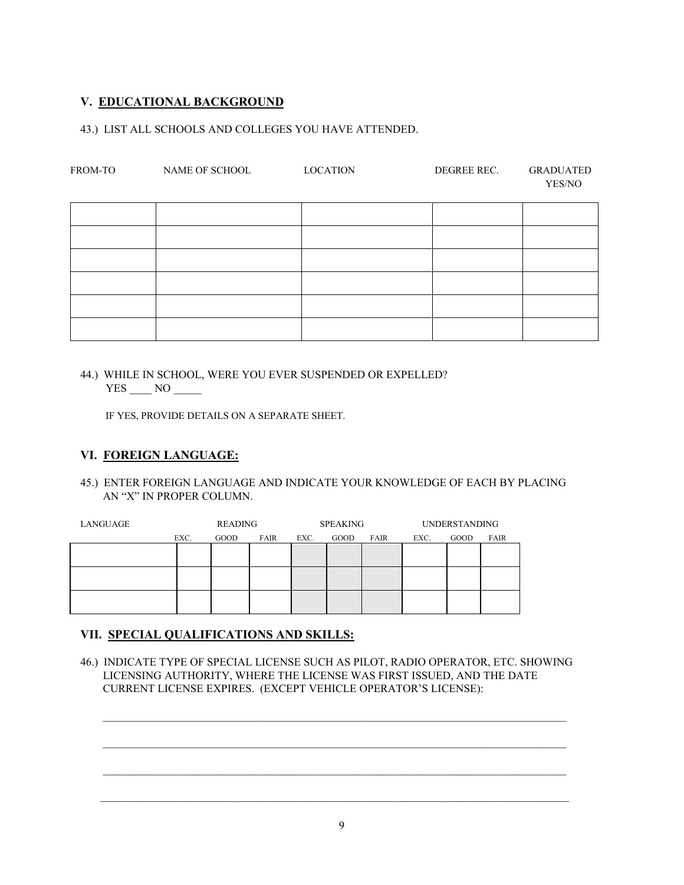## V. EDUCATIONAL BACKGROUND

43.) LIST ALL SCHOOLS AND COLLEGES YOU HAVE ATTENDED.

| FROM-TO | NAME OF SCHOOL | LOCATION | DEGREE REC. | GRADUATED YES/NO |
|---|---|---|---|---|
| | | | | |
| | | | | |
| | | | | |
| | | | | |
| | | | | |
| | | | | |

44.) WHILE IN SCHOOL, WERE YOU EVER SUSPENDED OR EXPELLED?
YES ____ NO _____

IF YES, PROVIDE DETAILS ON A SEPARATE SHEET.

## VI. FOREIGN LANGUAGE:

45.) ENTER FOREIGN LANGUAGE AND INDICATE YOUR KNOWLEDGE OF EACH BY PLACING AN "X" IN PROPER COLUMN.

| LANGUAGE | READING | | | SPEAKING | | | UNDERSTANDING | | |
|---|---|---|---|---|---|---|---|---|---|
| | EXC. | GOOD | FAIR | EXC. | GOOD | FAIR | EXC. | GOOD | FAIR |
| | | | | | | | | | |
| | | | | | | | | | |
| | | | | | | | | | |

## VII. SPECIAL QUALIFICATIONS AND SKILLS:

46.) INDICATE TYPE OF SPECIAL LICENSE SUCH AS PILOT, RADIO OPERATOR, ETC. SHOWING LICENSING AUTHORITY, WHERE THE LICENSE WAS FIRST ISSUED, AND THE DATE CURRENT LICENSE EXPIRES. (EXCEPT VEHICLE OPERATOR'S LICENSE):

_______________________________________________________________________________

_______________________________________________________________________________

_______________________________________________________________________________

_______________________________________________________________________________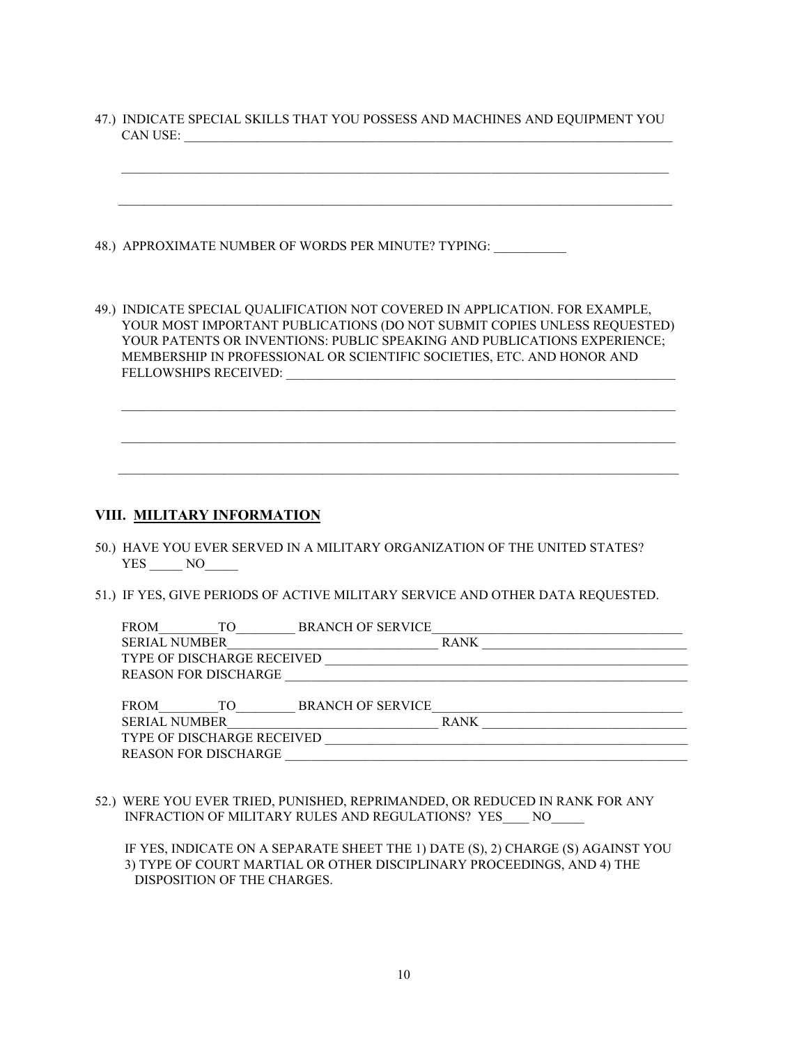47.) INDICATE SPECIAL SKILLS THAT YOU POSSESS AND MACHINES AND EQUIPMENT YOU CAN USE: ______________________________________________________________________________

______________________________________________________________________________

______________________________________________________________________________

48.) APPROXIMATE NUMBER OF WORDS PER MINUTE? TYPING: ___________

49.) INDICATE SPECIAL QUALIFICATION NOT COVERED IN APPLICATION. FOR EXAMPLE, YOUR MOST IMPORTANT PUBLICATIONS (DO NOT SUBMIT COPIES UNLESS REQUESTED) YOUR PATENTS OR INVENTIONS: PUBLIC SPEAKING AND PUBLICATIONS EXPERIENCE; MEMBERSHIP IN PROFESSIONAL OR SCIENTIFIC SOCIETIES, ETC. AND HONOR AND FELLOWSHIPS RECEIVED: ______________________________________________________________

______________________________________________________________________________

______________________________________________________________________________

______________________________________________________________________________

## VIII. MILITARY INFORMATION

50.) HAVE YOU EVER SERVED IN A MILITARY ORGANIZATION OF THE UNITED STATES? YES _____ NO_____

51.) IF YES, GIVE PERIODS OF ACTIVE MILITARY SERVICE AND OTHER DATA REQUESTED.

FROM_________TO_________ BRANCH OF SERVICE_____________________________________
SERIAL NUMBER________________________________ RANK _______________________________
TYPE OF DISCHARGE RECEIVED __________________________________________________________
REASON FOR DISCHARGE _______________________________________________________________

FROM_________TO_________ BRANCH OF SERVICE_____________________________________
SERIAL NUMBER________________________________ RANK _______________________________
TYPE OF DISCHARGE RECEIVED __________________________________________________________
REASON FOR DISCHARGE _______________________________________________________________

52.) WERE YOU EVER TRIED, PUNISHED, REPRIMANDED, OR REDUCED IN RANK FOR ANY INFRACTION OF MILITARY RULES AND REGULATIONS? YES____ NO_____

IF YES, INDICATE ON A SEPARATE SHEET THE 1) DATE (S), 2) CHARGE (S) AGAINST YOU 3) TYPE OF COURT MARTIAL OR OTHER DISCIPLINARY PROCEEDINGS, AND 4) THE DISPOSITION OF THE CHARGES.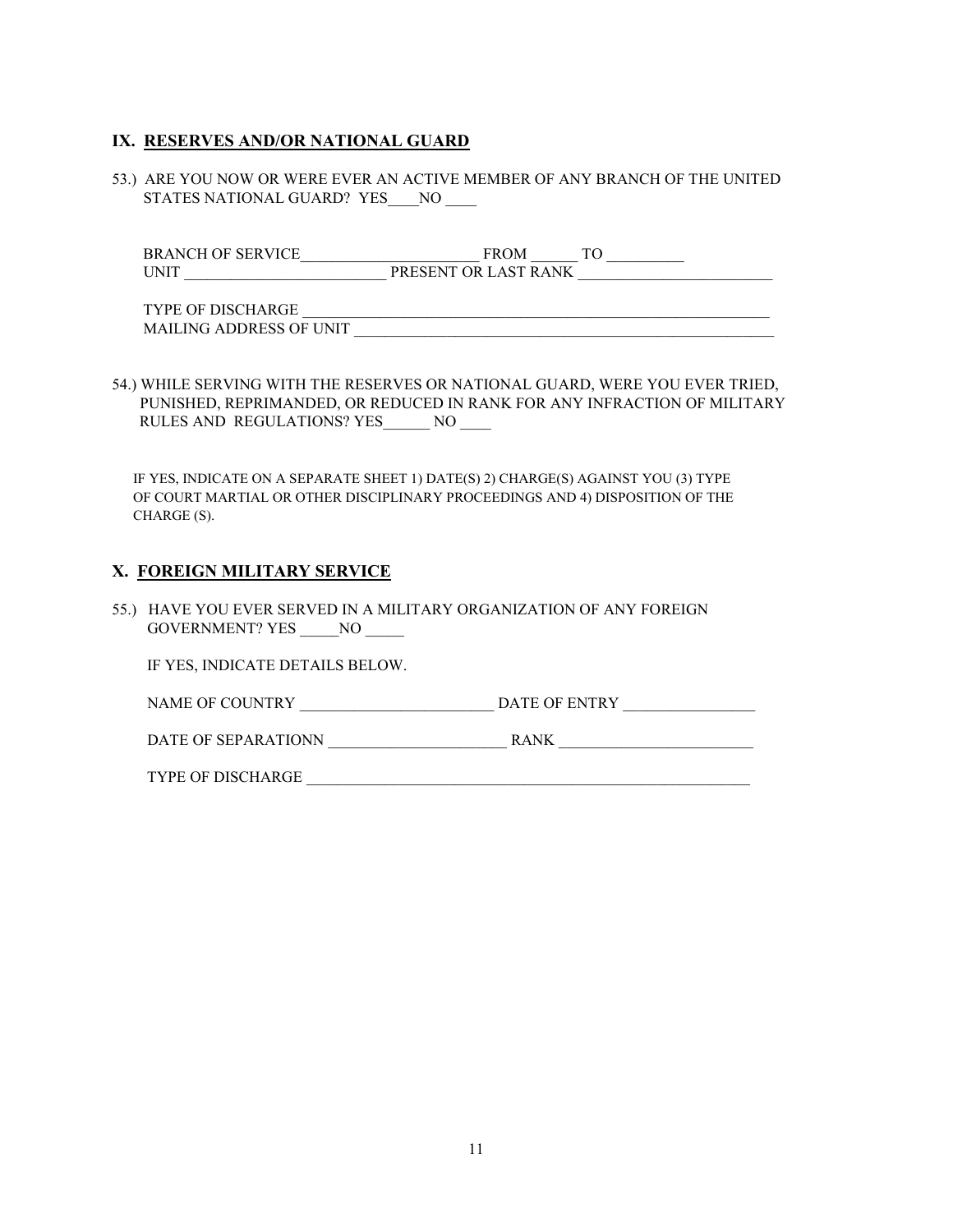## IX. RESERVES AND/OR NATIONAL GUARD

53.) ARE YOU NOW OR WERE EVER AN ACTIVE MEMBER OF ANY BRANCH OF THE UNITED STATES NATIONAL GUARD? YES____NO ____

BRANCH OF SERVICE_______________________ FROM ______ TO __________
UNIT __________________________ PRESENT OR LAST RANK _________________________

TYPE OF DISCHARGE ________________________________________________________________
MAILING ADDRESS OF UNIT _________________________________________________________

54.) WHILE SERVING WITH THE RESERVES OR NATIONAL GUARD, WERE YOU EVER TRIED, PUNISHED, REPRIMANDED, OR REDUCED IN RANK FOR ANY INFRACTION OF MILITARY RULES AND REGULATIONS? YES______ NO ____

IF YES, INDICATE ON A SEPARATE SHEET 1) DATE(S) 2) CHARGE(S) AGAINST YOU (3) TYPE OF COURT MARTIAL OR OTHER DISCIPLINARY PROCEEDINGS AND 4) DISPOSITION OF THE CHARGE (S).

## X. FOREIGN MILITARY SERVICE

55.) HAVE YOU EVER SERVED IN A MILITARY ORGANIZATION OF ANY FOREIGN GOVERNMENT? YES _____NO _____

IF YES, INDICATE DETAILS BELOW.

NAME OF COUNTRY _________________________ DATE OF ENTRY _________________

DATE OF SEPARATIONN _______________________ RANK _________________________

TYPE OF DISCHARGE ___________________________________________________________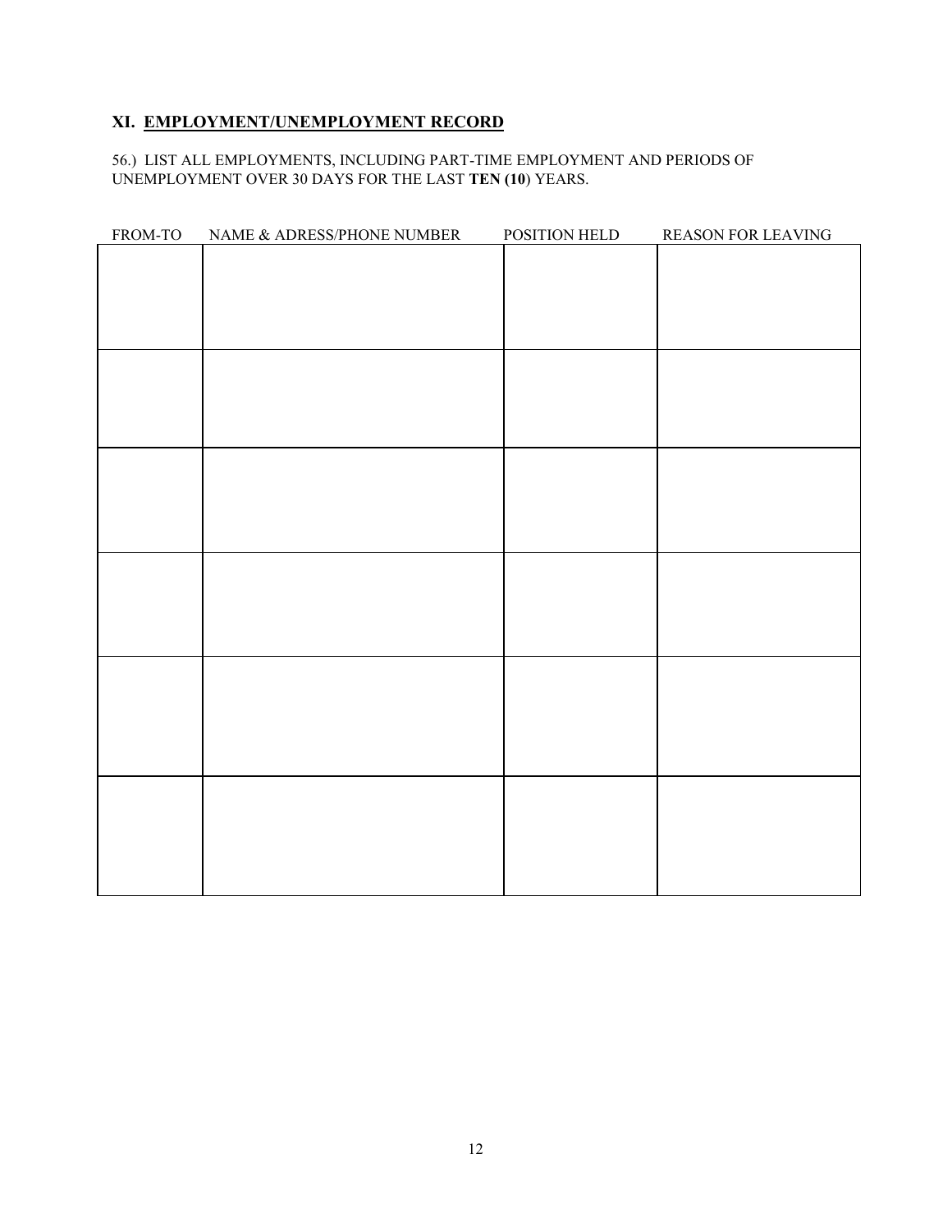## XI. EMPLOYMENT/UNEMPLOYMENT RECORD

56.) LIST ALL EMPLOYMENTS, INCLUDING PART-TIME EMPLOYMENT AND PERIODS OF UNEMPLOYMENT OVER 30 DAYS FOR THE LAST **TEN (10**) YEARS.

| FROM-TO | NAME & ADRESS/PHONE NUMBER | POSITION HELD | REASON FOR LEAVING |
|---|---|---|---|
| | | | |
| | | | |
| | | | |
| | | | |
| | | | |
| | | | |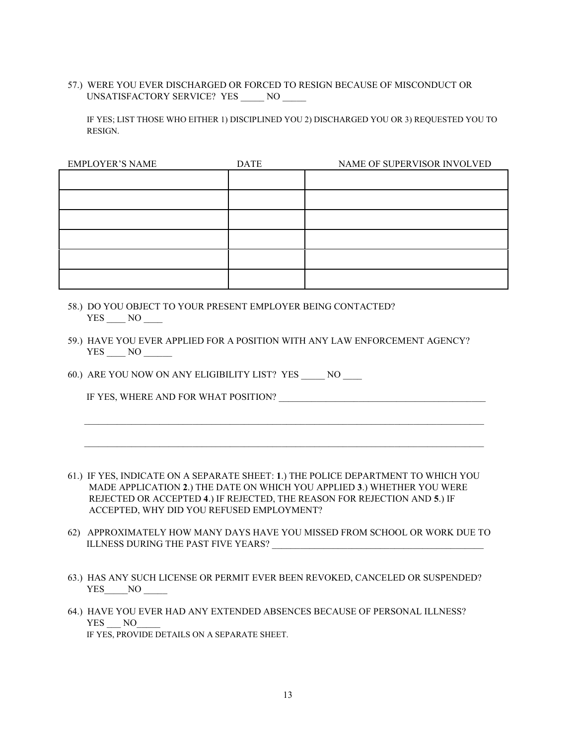57.) WERE YOU EVER DISCHARGED OR FORCED TO RESIGN BECAUSE OF MISCONDUCT OR UNSATISFACTORY SERVICE? YES _____ NO _____

IF YES; LIST THOSE WHO EITHER 1) DISCIPLINED YOU 2) DISCHARGED YOU OR 3) REQUESTED YOU TO RESIGN.

| EMPLOYER'S NAME | DATE | NAME OF SUPERVISOR INVOLVED |
|---|---|---|
| | | |
| | | |
| | | |
| | | |
| | | |
| | | |

58.) DO YOU OBJECT TO YOUR PRESENT EMPLOYER BEING CONTACTED?
YES ____ NO ____

59.) HAVE YOU EVER APPLIED FOR A POSITION WITH ANY LAW ENFORCEMENT AGENCY?
YES ____ NO ______

60.) ARE YOU NOW ON ANY ELIGIBILITY LIST? YES _____ NO ____

IF YES, WHERE AND FOR WHAT POSITION? ____________________________________________

_____________________________________________________________________________________

_____________________________________________________________________________________

61.) IF YES, INDICATE ON A SEPARATE SHEET: **1**.) THE POLICE DEPARTMENT TO WHICH YOU MADE APPLICATION **2**.) THE DATE ON WHICH YOU APPLIED **3**.) WHETHER YOU WERE REJECTED OR ACCEPTED **4**.) IF REJECTED, THE REASON FOR REJECTION AND **5**.) IF ACCEPTED, WHY DID YOU REFUSED EMPLOYMENT?

62) APPROXIMATELY HOW MANY DAYS HAVE YOU MISSED FROM SCHOOL OR WORK DUE TO ILLNESS DURING THE PAST FIVE YEARS? ____________________________________________

63.) HAS ANY SUCH LICENSE OR PERMIT EVER BEEN REVOKED, CANCELED OR SUSPENDED?
YES_____NO _____

64.) HAVE YOU EVER HAD ANY EXTENDED ABSENCES BECAUSE OF PERSONAL ILLNESS?
YES ___ NO_____
IF YES, PROVIDE DETAILS ON A SEPARATE SHEET.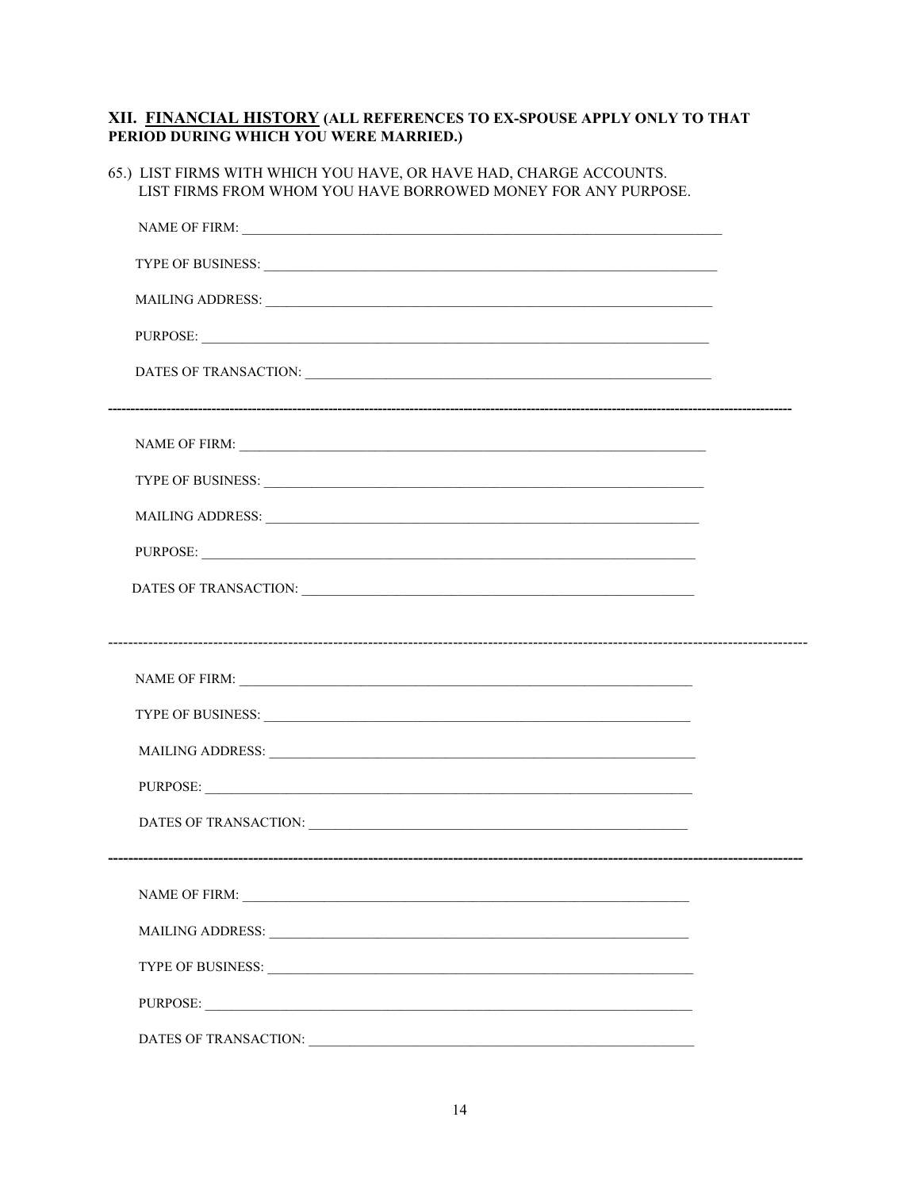## XII. FINANCIAL HISTORY (ALL REFERENCES TO EX-SPOUSE APPLY ONLY TO THAT PERIOD DURING WHICH YOU WERE MARRIED.)

65.) LIST FIRMS WITH WHICH YOU HAVE, OR HAVE HAD, CHARGE ACCOUNTS.
LIST FIRMS FROM WHOM YOU HAVE BORROWED MONEY FOR ANY PURPOSE.

NAME OF FIRM: ______________________________________________________________

TYPE OF BUSINESS: __________________________________________________________

MAILING ADDRESS: ___________________________________________________________

PURPOSE: __________________________________________________________________

DATES OF TRANSACTION: ______________________________________________________

---

NAME OF FIRM: ______________________________________________________________

TYPE OF BUSINESS: __________________________________________________________

MAILING ADDRESS: ___________________________________________________________

PURPOSE: __________________________________________________________________

DATES OF TRANSACTION: ______________________________________________________

---

NAME OF FIRM: ______________________________________________________________

TYPE OF BUSINESS: __________________________________________________________

MAILING ADDRESS: ___________________________________________________________

PURPOSE: __________________________________________________________________

DATES OF TRANSACTION: ______________________________________________________

---

NAME OF FIRM: ______________________________________________________________

MAILING ADDRESS: ___________________________________________________________

TYPE OF BUSINESS: __________________________________________________________

PURPOSE: __________________________________________________________________

DATES OF TRANSACTION: ______________________________________________________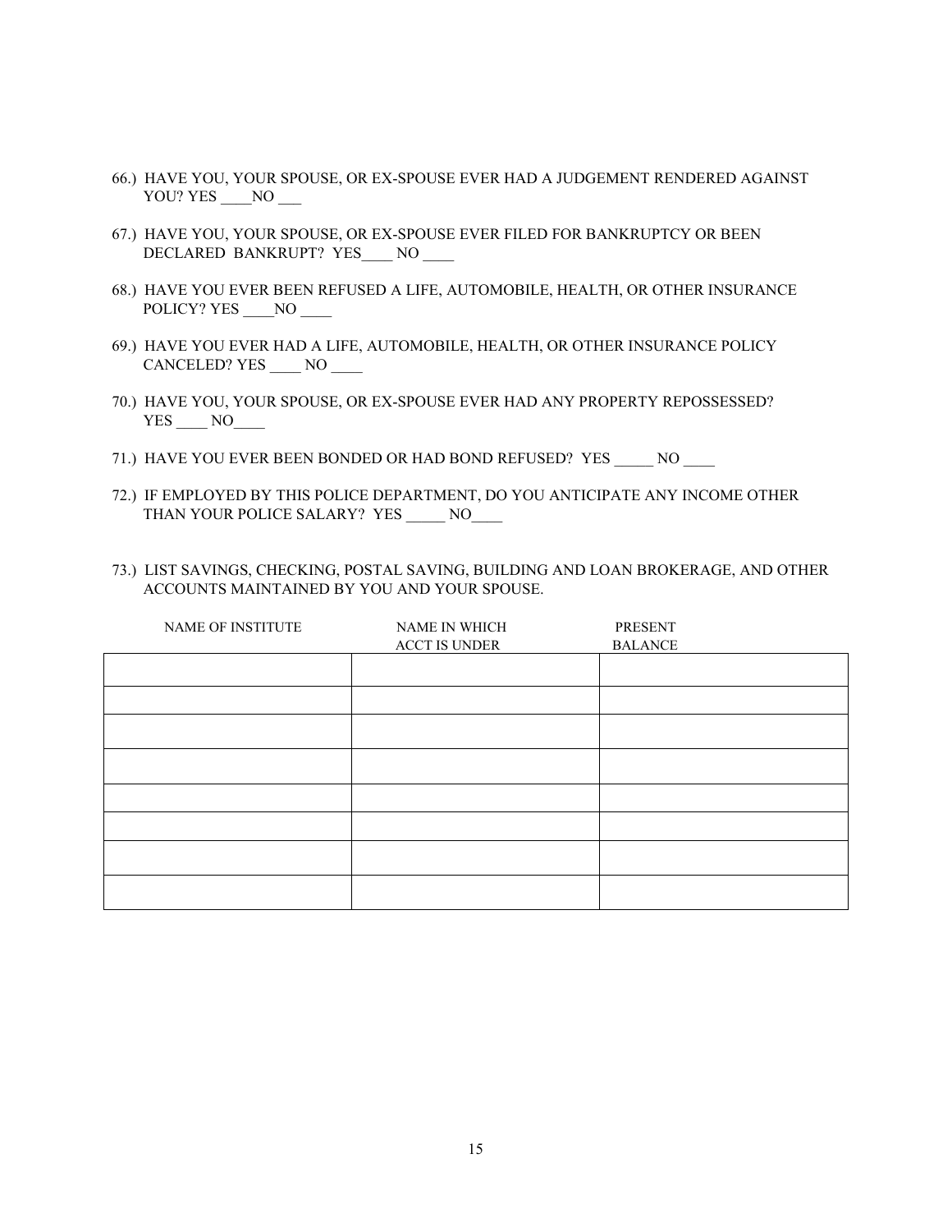66.) HAVE YOU, YOUR SPOUSE, OR EX-SPOUSE EVER HAD A JUDGEMENT RENDERED AGAINST YOU? YES ____NO ___

67.) HAVE YOU, YOUR SPOUSE, OR EX-SPOUSE EVER FILED FOR BANKRUPTCY OR BEEN DECLARED BANKRUPT? YES____ NO ____

68.) HAVE YOU EVER BEEN REFUSED A LIFE, AUTOMOBILE, HEALTH, OR OTHER INSURANCE POLICY? YES ____NO ____

69.) HAVE YOU EVER HAD A LIFE, AUTOMOBILE, HEALTH, OR OTHER INSURANCE POLICY CANCELED? YES ____ NO ____

70.) HAVE YOU, YOUR SPOUSE, OR EX-SPOUSE EVER HAD ANY PROPERTY REPOSSESSED? YES ____ NO____

71.) HAVE YOU EVER BEEN BONDED OR HAD BOND REFUSED? YES _____ NO ____

72.) IF EMPLOYED BY THIS POLICE DEPARTMENT, DO YOU ANTICIPATE ANY INCOME OTHER THAN YOUR POLICE SALARY? YES _____ NO____

73.) LIST SAVINGS, CHECKING, POSTAL SAVING, BUILDING AND LOAN BROKERAGE, AND OTHER ACCOUNTS MAINTAINED BY YOU AND YOUR SPOUSE.

| NAME OF INSTITUTE | NAME IN WHICH ACCT IS UNDER | PRESENT BALANCE |
|---|---|---|
| | | |
| | | |
| | | |
| | | |
| | | |
| | | |
| | | |
| | | |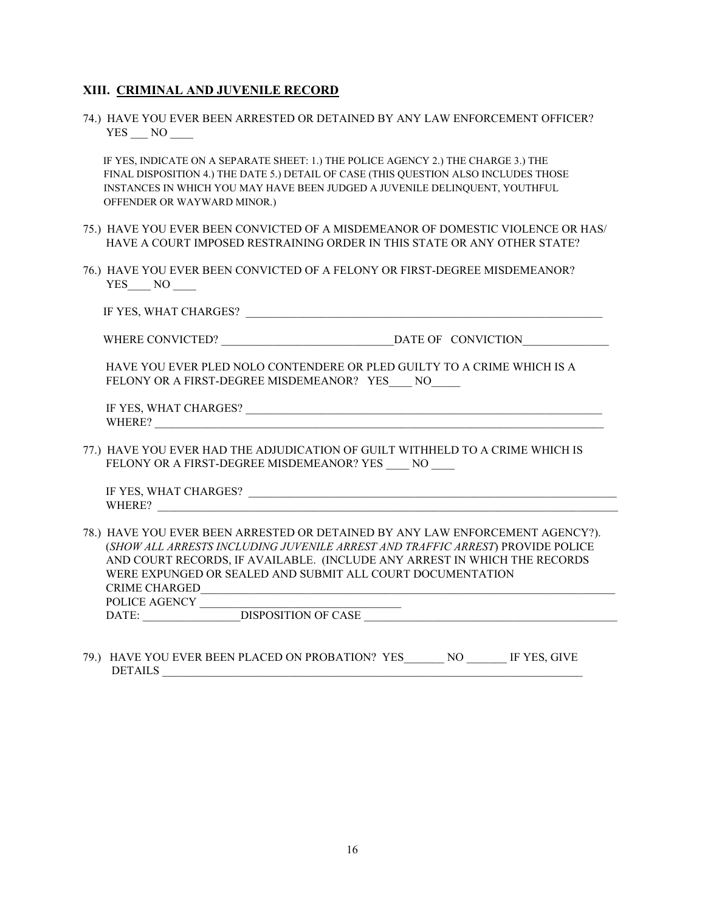## XIII. CRIMINAL AND JUVENILE RECORD

74.) HAVE YOU EVER BEEN ARRESTED OR DETAINED BY ANY LAW ENFORCEMENT OFFICER?
YES ___ NO ____

IF YES, INDICATE ON A SEPARATE SHEET: 1.) THE POLICE AGENCY 2.) THE CHARGE 3.) THE FINAL DISPOSITION 4.) THE DATE 5.) DETAIL OF CASE (THIS QUESTION ALSO INCLUDES THOSE INSTANCES IN WHICH YOU MAY HAVE BEEN JUDGED A JUVENILE DELINQUENT, YOUTHFUL OFFENDER OR WAYWARD MINOR.)

75.) HAVE YOU EVER BEEN CONVICTED OF A MISDEMEANOR OF DOMESTIC VIOLENCE OR HAS/ HAVE A COURT IMPOSED RESTRAINING ORDER IN THIS STATE OR ANY OTHER STATE?

76.) HAVE YOU EVER BEEN CONVICTED OF A FELONY OR FIRST-DEGREE MISDEMEANOR?
YES____ NO ____

IF YES, WHAT CHARGES? ________________________________________________________________

WHERE CONVICTED? ______________________________DATE OF CONVICTION_______________

HAVE YOU EVER PLED NOLO CONTENDERE OR PLED GUILTY TO A CRIME WHICH IS A FELONY OR A FIRST-DEGREE MISDEMEANOR? YES____ NO_____

IF YES, WHAT CHARGES? ________________________________________________________________
WHERE? ______________________________________________________________________________

77.) HAVE YOU EVER HAD THE ADJUDICATION OF GUILT WITHHELD TO A CRIME WHICH IS FELONY OR A FIRST-DEGREE MISDEMEANOR? YES ____ NO ____

IF YES, WHAT CHARGES? ________________________________________________________________
WHERE? ______________________________________________________________________________

78.) HAVE YOU EVER BEEN ARRESTED OR DETAINED BY ANY LAW ENFORCEMENT AGENCY?). (*SHOW ALL ARRESTS INCLUDING JUVENILE ARREST AND TRAFFIC ARREST*) PROVIDE POLICE AND COURT RECORDS, IF AVAILABLE. (INCLUDE ANY ARREST IN WHICH THE RECORDS WERE EXPUNGED OR SEALED AND SUBMIT ALL COURT DOCUMENTATION
CRIME CHARGED__________________________________________________________________________
POLICE AGENCY __________________________________
DATE: _________________DISPOSITION OF CASE ____________________________________________

79.) HAVE YOU EVER BEEN PLACED ON PROBATION? YES_______ NO _______ IF YES, GIVE DETAILS ____________________________________________________________________________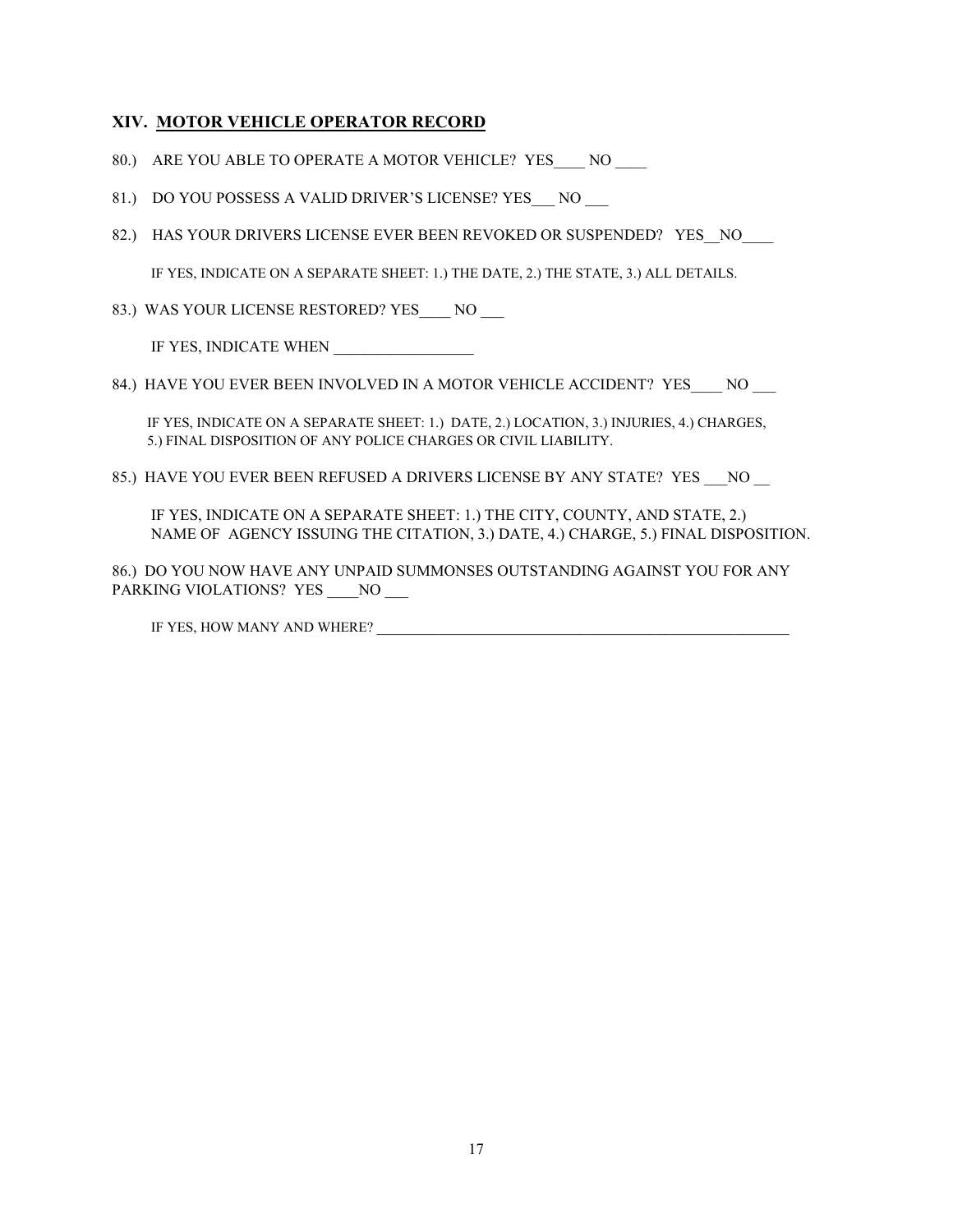## XIV. MOTOR VEHICLE OPERATOR RECORD

80.) ARE YOU ABLE TO OPERATE A MOTOR VEHICLE? YES____ NO ____

81.) DO YOU POSSESS A VALID DRIVER'S LICENSE? YES___ NO ___

82.) HAS YOUR DRIVERS LICENSE EVER BEEN REVOKED OR SUSPENDED? YES__NO____

IF YES, INDICATE ON A SEPARATE SHEET: 1.) THE DATE, 2.) THE STATE, 3.) ALL DETAILS.

83.) WAS YOUR LICENSE RESTORED? YES____ NO ___

IF YES, INDICATE WHEN _________________

84.) HAVE YOU EVER BEEN INVOLVED IN A MOTOR VEHICLE ACCIDENT? YES____ NO ___

IF YES, INDICATE ON A SEPARATE SHEET: 1.) DATE, 2.) LOCATION, 3.) INJURIES, 4.) CHARGES, 5.) FINAL DISPOSITION OF ANY POLICE CHARGES OR CIVIL LIABILITY.

85.) HAVE YOU EVER BEEN REFUSED A DRIVERS LICENSE BY ANY STATE? YES ___NO __

IF YES, INDICATE ON A SEPARATE SHEET: 1.) THE CITY, COUNTY, AND STATE, 2.) NAME OF AGENCY ISSUING THE CITATION, 3.) DATE, 4.) CHARGE, 5.) FINAL DISPOSITION.

86.) DO YOU NOW HAVE ANY UNPAID SUMMONSES OUTSTANDING AGAINST YOU FOR ANY PARKING VIOLATIONS? YES ____NO ___

IF YES, HOW MANY AND WHERE? ___________________________________________________________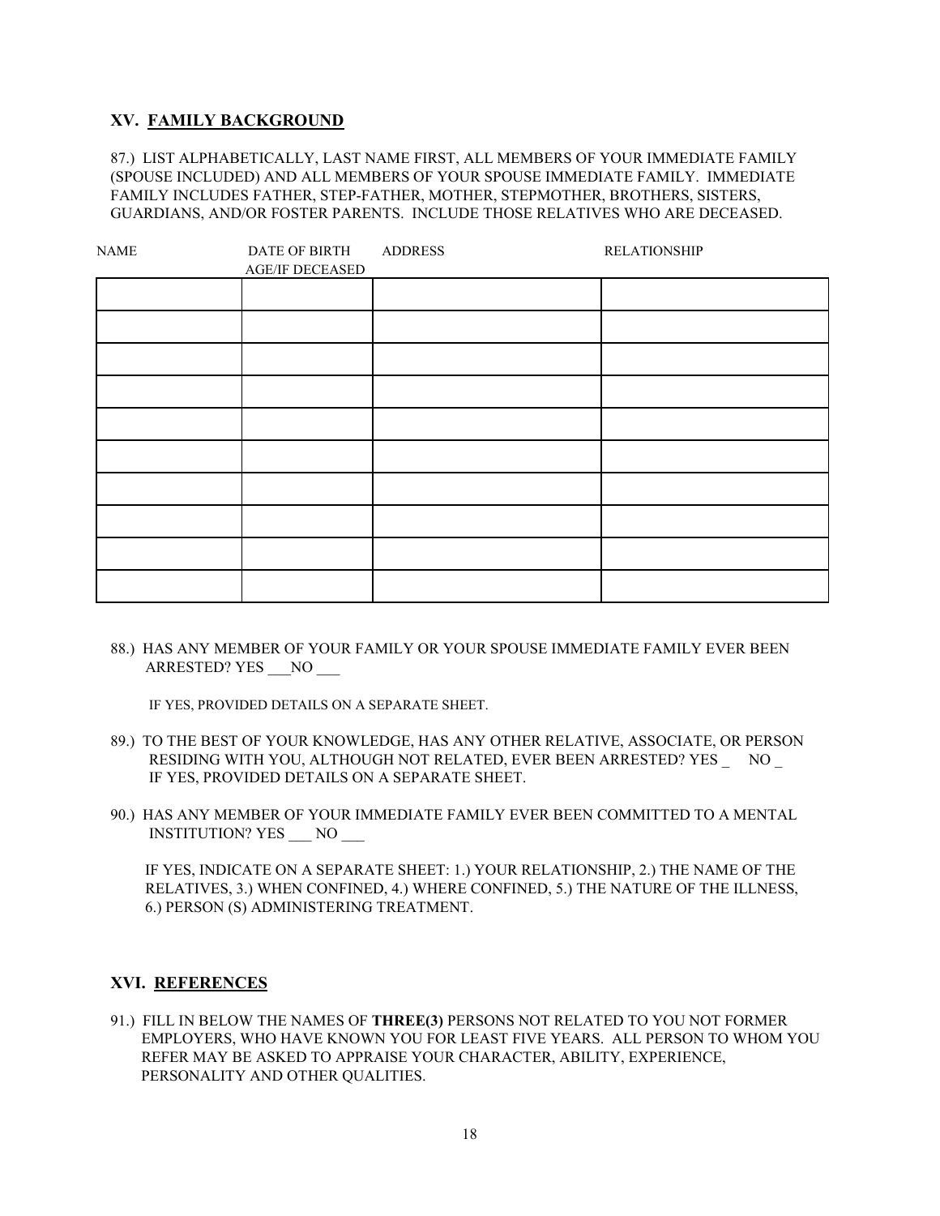## XV. FAMILY BACKGROUND

87.) LIST ALPHABETICALLY, LAST NAME FIRST, ALL MEMBERS OF YOUR IMMEDIATE FAMILY (SPOUSE INCLUDED) AND ALL MEMBERS OF YOUR SPOUSE IMMEDIATE FAMILY. IMMEDIATE FAMILY INCLUDES FATHER, STEP-FATHER, MOTHER, STEPMOTHER, BROTHERS, SISTERS, GUARDIANS, AND/OR FOSTER PARENTS. INCLUDE THOSE RELATIVES WHO ARE DECEASED.

| NAME | DATE OF BIRTH AGE/IF DECEASED | ADDRESS | RELATIONSHIP |
|---|---|---|---|
| | | | |
| | | | |
| | | | |
| | | | |
| | | | |
| | | | |
| | | | |
| | | | |
| | | | |
| | | | |

88.) HAS ANY MEMBER OF YOUR FAMILY OR YOUR SPOUSE IMMEDIATE FAMILY EVER BEEN ARRESTED? YES ___NO ___

IF YES, PROVIDED DETAILS ON A SEPARATE SHEET.

89.) TO THE BEST OF YOUR KNOWLEDGE, HAS ANY OTHER RELATIVE, ASSOCIATE, OR PERSON RESIDING WITH YOU, ALTHOUGH NOT RELATED, EVER BEEN ARRESTED? YES _ NO _
IF YES, PROVIDED DETAILS ON A SEPARATE SHEET.

90.) HAS ANY MEMBER OF YOUR IMMEDIATE FAMILY EVER BEEN COMMITTED TO A MENTAL INSTITUTION? YES ___ NO ___

IF YES, INDICATE ON A SEPARATE SHEET: 1.) YOUR RELATIONSHIP, 2.) THE NAME OF THE RELATIVES, 3.) WHEN CONFINED, 4.) WHERE CONFINED, 5.) THE NATURE OF THE ILLNESS, 6.) PERSON (S) ADMINISTERING TREATMENT.

## XVI. REFERENCES

91.) FILL IN BELOW THE NAMES OF **THREE(3)** PERSONS NOT RELATED TO YOU NOT FORMER EMPLOYERS, WHO HAVE KNOWN YOU FOR LEAST FIVE YEARS. ALL PERSON TO WHOM YOU REFER MAY BE ASKED TO APPRAISE YOUR CHARACTER, ABILITY, EXPERIENCE, PERSONALITY AND OTHER QUALITIES.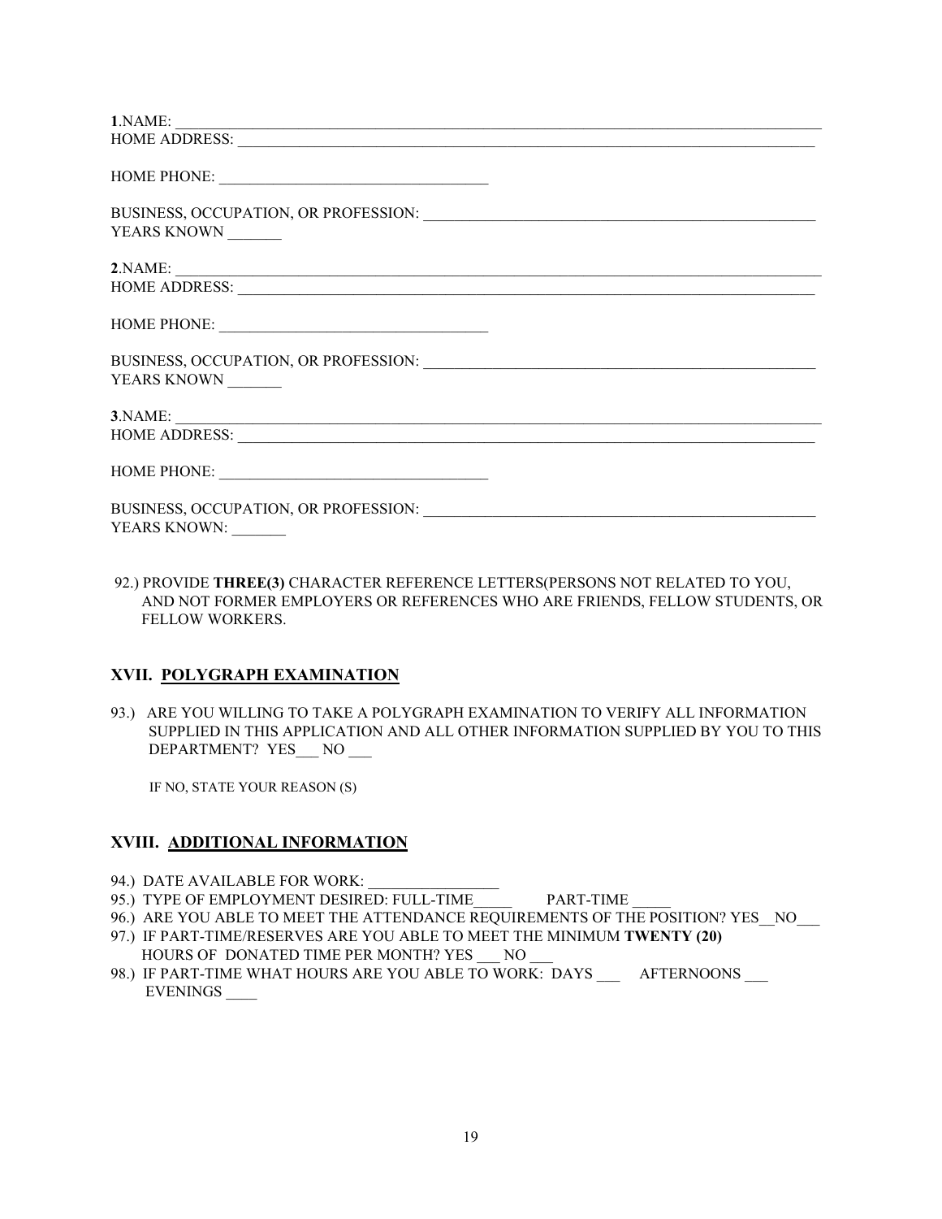**1**.NAME: \_\_\_\_\_\_\_\_\_\_\_\_\_\_\_\_\_\_\_\_\_\_\_\_\_\_\_\_\_\_\_\_\_\_\_\_\_\_\_\_\_\_\_\_\_\_\_\_\_\_\_\_\_\_\_\_\_\_\_\_\_\_\_\_\_\_\_\_\_\_\_\_\_\_\_\_\_\_\_\_\_\_\_\_

HOME ADDRESS: \_\_\_\_\_\_\_\_\_\_\_\_\_\_\_\_\_\_\_\_\_\_\_\_\_\_\_\_\_\_\_\_\_\_\_\_\_\_\_\_\_\_\_\_\_\_\_\_\_\_\_\_\_\_\_\_\_\_\_\_\_\_\_\_\_\_\_\_\_\_\_\_\_\_\_

HOME PHONE: \_\_\_\_\_\_\_\_\_\_\_\_\_\_\_\_\_\_\_\_\_\_\_\_\_\_\_\_\_\_\_\_\_\_\_\_

BUSINESS, OCCUPATION, OR PROFESSION: \_\_\_\_\_\_\_\_\_\_\_\_\_\_\_\_\_\_\_\_\_\_\_\_\_\_\_\_\_\_\_\_\_\_\_\_\_\_\_\_\_\_\_\_\_\_\_\_\_\_\_\_

YEARS KNOWN \_\_\_\_\_\_\_

**2**.NAME: \_\_\_\_\_\_\_\_\_\_\_\_\_\_\_\_\_\_\_\_\_\_\_\_\_\_\_\_\_\_\_\_\_\_\_\_\_\_\_\_\_\_\_\_\_\_\_\_\_\_\_\_\_\_\_\_\_\_\_\_\_\_\_\_\_\_\_\_\_\_\_\_\_\_\_\_\_\_\_\_\_\_\_\_

HOME ADDRESS: \_\_\_\_\_\_\_\_\_\_\_\_\_\_\_\_\_\_\_\_\_\_\_\_\_\_\_\_\_\_\_\_\_\_\_\_\_\_\_\_\_\_\_\_\_\_\_\_\_\_\_\_\_\_\_\_\_\_\_\_\_\_\_\_\_\_\_\_\_\_\_\_\_\_\_

HOME PHONE: \_\_\_\_\_\_\_\_\_\_\_\_\_\_\_\_\_\_\_\_\_\_\_\_\_\_\_\_\_\_\_\_\_\_\_\_

BUSINESS, OCCUPATION, OR PROFESSION: \_\_\_\_\_\_\_\_\_\_\_\_\_\_\_\_\_\_\_\_\_\_\_\_\_\_\_\_\_\_\_\_\_\_\_\_\_\_\_\_\_\_\_\_\_\_\_\_\_\_\_\_

YEARS KNOWN \_\_\_\_\_\_\_

**3**.NAME: \_\_\_\_\_\_\_\_\_\_\_\_\_\_\_\_\_\_\_\_\_\_\_\_\_\_\_\_\_\_\_\_\_\_\_\_\_\_\_\_\_\_\_\_\_\_\_\_\_\_\_\_\_\_\_\_\_\_\_\_\_\_\_\_\_\_\_\_\_\_\_\_\_\_\_\_\_\_\_\_\_\_\_\_

HOME ADDRESS: \_\_\_\_\_\_\_\_\_\_\_\_\_\_\_\_\_\_\_\_\_\_\_\_\_\_\_\_\_\_\_\_\_\_\_\_\_\_\_\_\_\_\_\_\_\_\_\_\_\_\_\_\_\_\_\_\_\_\_\_\_\_\_\_\_\_\_\_\_\_\_\_\_\_\_

HOME PHONE: \_\_\_\_\_\_\_\_\_\_\_\_\_\_\_\_\_\_\_\_\_\_\_\_\_\_\_\_\_\_\_\_\_\_\_\_

BUSINESS, OCCUPATION, OR PROFESSION: \_\_\_\_\_\_\_\_\_\_\_\_\_\_\_\_\_\_\_\_\_\_\_\_\_\_\_\_\_\_\_\_\_\_\_\_\_\_\_\_\_\_\_\_\_\_\_\_\_\_\_\_

YEARS KNOWN: \_\_\_\_\_\_\_

92.) PROVIDE **THREE(3)** CHARACTER REFERENCE LETTERS(PERSONS NOT RELATED TO YOU, AND NOT FORMER EMPLOYERS OR REFERENCES WHO ARE FRIENDS, FELLOW STUDENTS, OR FELLOW WORKERS.

## XVII. POLYGRAPH EXAMINATION

93.) ARE YOU WILLING TO TAKE A POLYGRAPH EXAMINATION TO VERIFY ALL INFORMATION SUPPLIED IN THIS APPLICATION AND ALL OTHER INFORMATION SUPPLIED BY YOU TO THIS DEPARTMENT? YES\_\_\_ NO \_\_\_

IF NO, STATE YOUR REASON (S)

## XVIII. ADDITIONAL INFORMATION

94.) DATE AVAILABLE FOR WORK: \_\_\_\_\_\_\_\_\_\_\_\_\_\_\_\_\_

95.) TYPE OF EMPLOYMENT DESIRED: FULL-TIME\_\_\_\_\_ PART-TIME \_\_\_\_\_

96.) ARE YOU ABLE TO MEET THE ATTENDANCE REQUIREMENTS OF THE POSITION? YES\_\_NO\_\_\_

97.) IF PART-TIME/RESERVES ARE YOU ABLE TO MEET THE MINIMUM **TWENTY (20)** HOURS OF DONATED TIME PER MONTH? YES \_\_\_ NO \_\_\_

98.) IF PART-TIME WHAT HOURS ARE YOU ABLE TO WORK: DAYS \_\_\_ AFTERNOONS \_\_\_ EVENINGS \_\_\_\_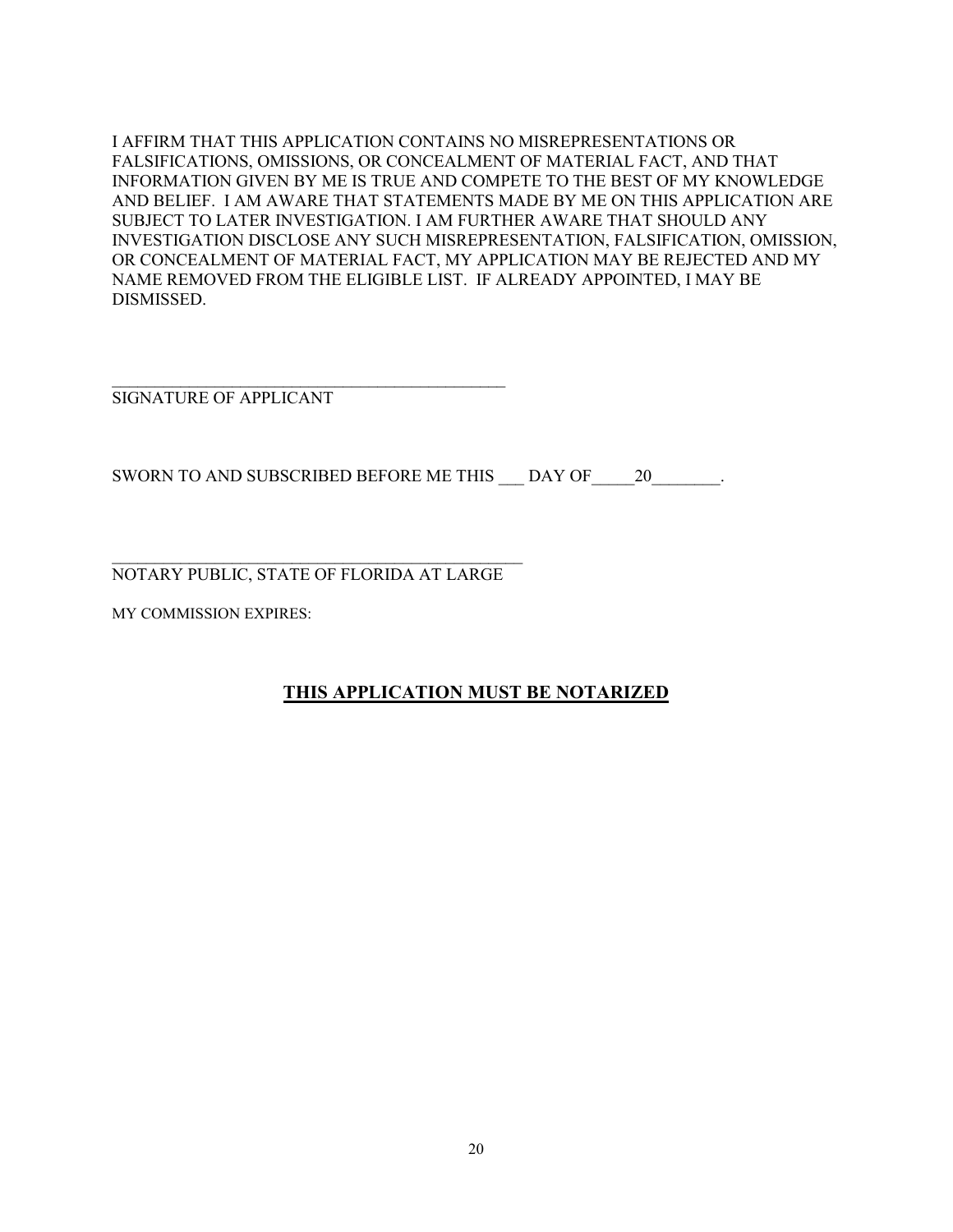I AFFIRM THAT THIS APPLICATION CONTAINS NO MISREPRESENTATIONS OR FALSIFICATIONS, OMISSIONS, OR CONCEALMENT OF MATERIAL FACT, AND THAT INFORMATION GIVEN BY ME IS TRUE AND COMPETE TO THE BEST OF MY KNOWLEDGE AND BELIEF. I AM AWARE THAT STATEMENTS MADE BY ME ON THIS APPLICATION ARE SUBJECT TO LATER INVESTIGATION. I AM FURTHER AWARE THAT SHOULD ANY INVESTIGATION DISCLOSE ANY SUCH MISREPRESENTATION, FALSIFICATION, OMISSION, OR CONCEALMENT OF MATERIAL FACT, MY APPLICATION MAY BE REJECTED AND MY NAME REMOVED FROM THE ELIGIBLE LIST. IF ALREADY APPOINTED, I MAY BE DISMISSED.

_______________________________________________

SIGNATURE OF APPLICANT

SWORN TO AND SUBSCRIBED BEFORE ME THIS ___ DAY OF_____20________.

_______________________________________________

NOTARY PUBLIC, STATE OF FLORIDA AT LARGE

MY COMMISSION EXPIRES:

**<u>THIS APPLICATION MUST BE NOTARIZED</u>**